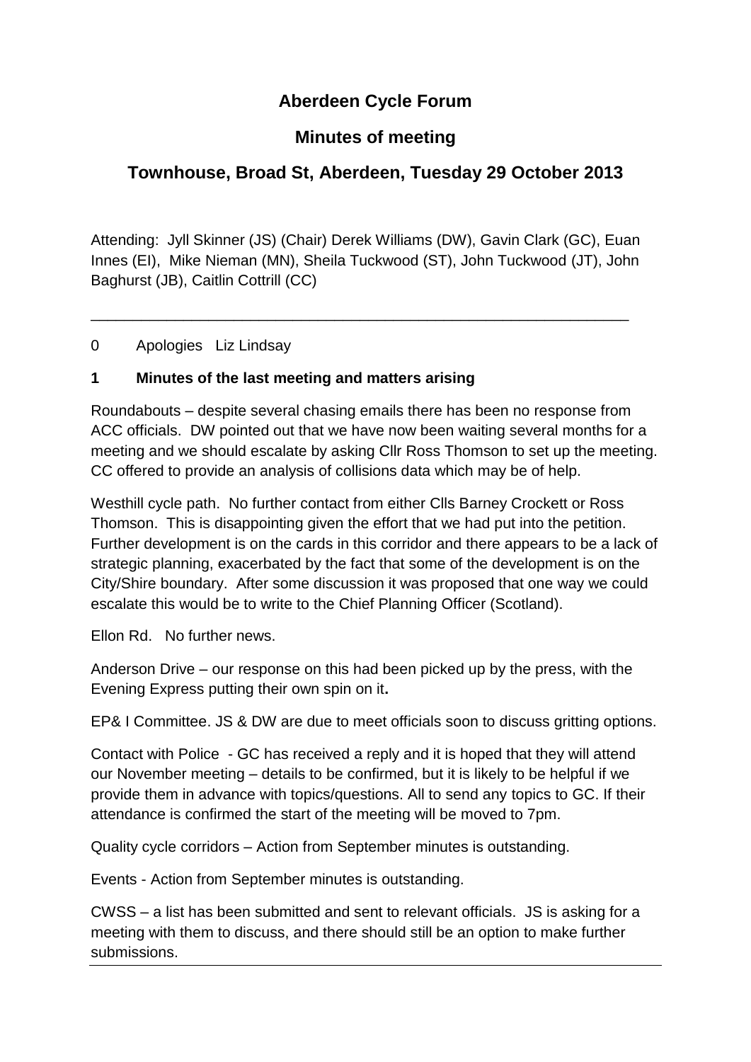# Aberdeen Cycle Forum

## Minutes of meeting

## Townhouse, Broad St, Aberdeen, Tuesday 29 October 2013

Attending: Jyll Skinner (JS) (Chair) Derek Williams (DW), Gavin Clark (GC), Euan Innes (EI), Mike Nieman (MN), Sheila Tuckwood (ST), John Tuckwood (JT), John Baghurst (JB), Caitlin Cottrill (CC)

---

0 Apologies Liz Lindsay

### 1 Minutes of the last meeting and matters arising

Roundabouts – despite several chasing emails there has been no response from ACC officials. DW pointed out that we have now been waiting several months for a meeting and we should escalate by asking Cllr Ross Thomson to set up the meeting. CC offered to provide an analysis of collisions data which may be of help.

Westhill cycle path. No further contact from either Clls Barney Crockett or Ross Thomson. This is disappointing given the effort that we had put into the petition. Further development is on the cards in this corridor and there appears to be a lack of strategic planning, exacerbated by the fact that some of the development is on the City/Shire boundary. After some discussion it was proposed that one way we could escalate this would be to write to the Chief Planning Officer (Scotland).

Ellon Rd. No further news.

Anderson Drive – our response on this had been picked up by the press, with the Evening Express putting their own spin on it**.**

EP& I Committee. JS & DW are due to meet officials soon to discuss gritting options.

Contact with Police - GC has received a reply and it is hoped that they will attend our November meeting – details to be confirmed, but it is likely to be helpful if we provide them in advance with topics/questions. All to send any topics to GC. If their attendance is confirmed the start of the meeting will be moved to 7pm.

Quality cycle corridors – Action from September minutes is outstanding.

Events - Action from September minutes is outstanding.

CWSS – a list has been submitted and sent to relevant officials. JS is asking for a meeting with them to discuss, and there should still be an option to make further submissions.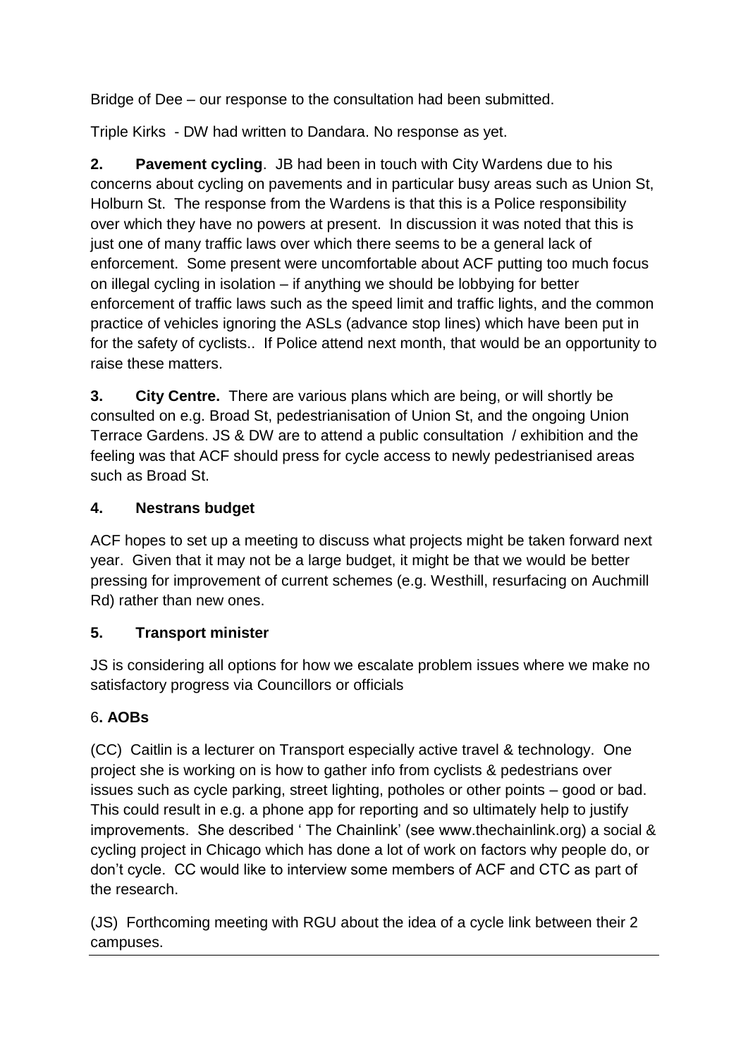Bridge of Dee – our response to the consultation had been submitted.

Triple Kirks - DW had written to Dandara. No response as yet.

**2. Pavement cycling**. JB had been in touch with City Wardens due to his concerns about cycling on pavements and in particular busy areas such as Union St, Holburn St. The response from the Wardens is that this is a Police responsibility over which they have no powers at present. In discussion it was noted that this is just one of many traffic laws over which there seems to be a general lack of enforcement. Some present were uncomfortable about ACF putting too much focus on illegal cycling in isolation – if anything we should be lobbying for better enforcement of traffic laws such as the speed limit and traffic lights, and the common practice of vehicles ignoring the ASLs (advance stop lines) which have been put in for the safety of cyclists.. If Police attend next month, that would be an opportunity to raise these matters.

**3. City Centre.** There are various plans which are being, or will shortly be consulted on e.g. Broad St, pedestrianisation of Union St, and the ongoing Union Terrace Gardens. JS & DW are to attend a public consultation / exhibition and the feeling was that ACF should press for cycle access to newly pedestrianised areas such as Broad St.

**4. Nestrans budget**

ACF hopes to set up a meeting to discuss what projects might be taken forward next year. Given that it may not be a large budget, it might be that we would be better pressing for improvement of current schemes (e.g. Westhill, resurfacing on Auchmill Rd) rather than new ones.

**5. Transport minister**

JS is considering all options for how we escalate problem issues where we make no satisfactory progress via Councillors or officials

**6. AOBs**

(CC) Caitlin is a lecturer on Transport especially active travel & technology. One project she is working on is how to gather info from cyclists & pedestrians over issues such as cycle parking, street lighting, potholes or other points – good or bad. This could result in e.g. a phone app for reporting and so ultimately help to justify improvements. She described ' The Chainlink' (see www.thechainlink.org) a social & cycling project in Chicago which has done a lot of work on factors why people do, or don't cycle. CC would like to interview some members of ACF and CTC as part of the research.

(JS) Forthcoming meeting with RGU about the idea of a cycle link between their 2 campuses.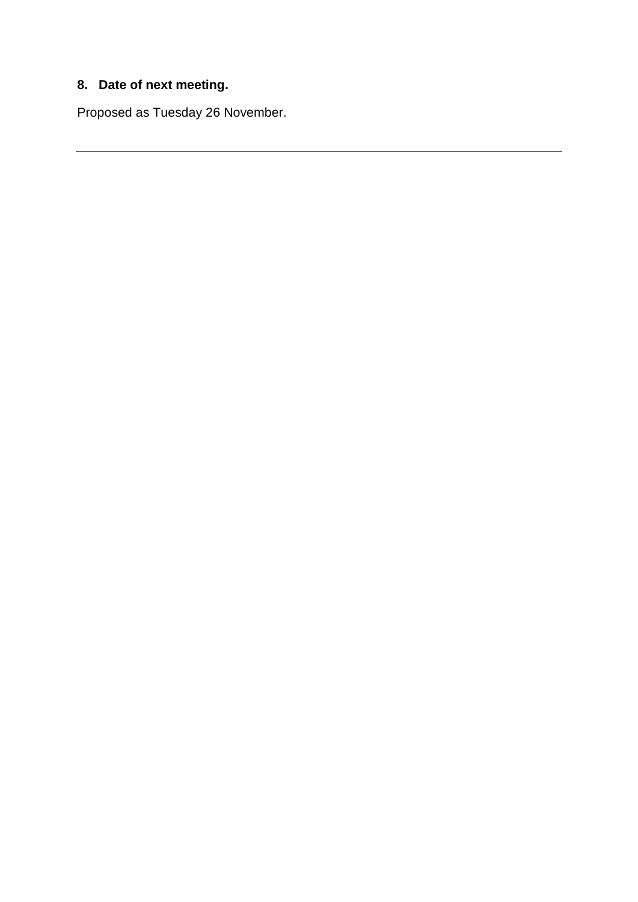**8. Date of next meeting.**

Proposed as Tuesday 26 November.

---